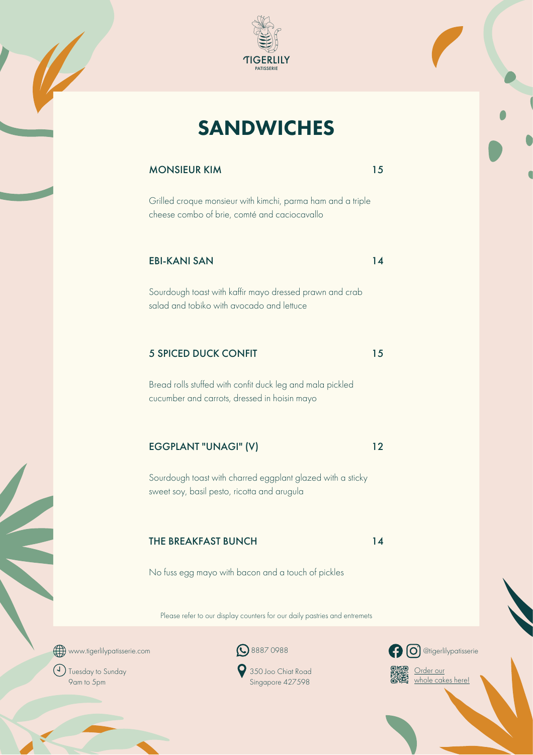TIGERLILY

PATISSERIE

# SANDWICHES

## MONSIEUR KIM — 15

Grilled croque monsieur with kimchi, parma ham and a triple cheese combo of brie, comté and caciocavallo

## EBI-KANI SAN — 14

Sourdough toast with kaffir mayo dressed prawn and crab salad and tobiko with avocado and lettuce

## 5 SPICED DUCK CONFIT — 15

Bread rolls stuffed with confit duck leg and mala pickled cucumber and carrots, dressed in hoisin mayo

## EGGPLANT "UNAGI" (V) — 12

Sourdough toast with charred eggplant glazed with a sticky sweet soy, basil pesto, ricotta and arugula

## THE BREAKFAST BUNCH — 14

No fuss egg mayo with bacon and a touch of pickles

Please refer to our display counters for our daily pastries and entremets

www.tigerlilypatisserie.com

Tuesday to Sunday
9am to 5pm

8887 0988

350 Joo Chiat Road
Singapore 427598

@tigerlilypatisserie

Order our whole cakes here!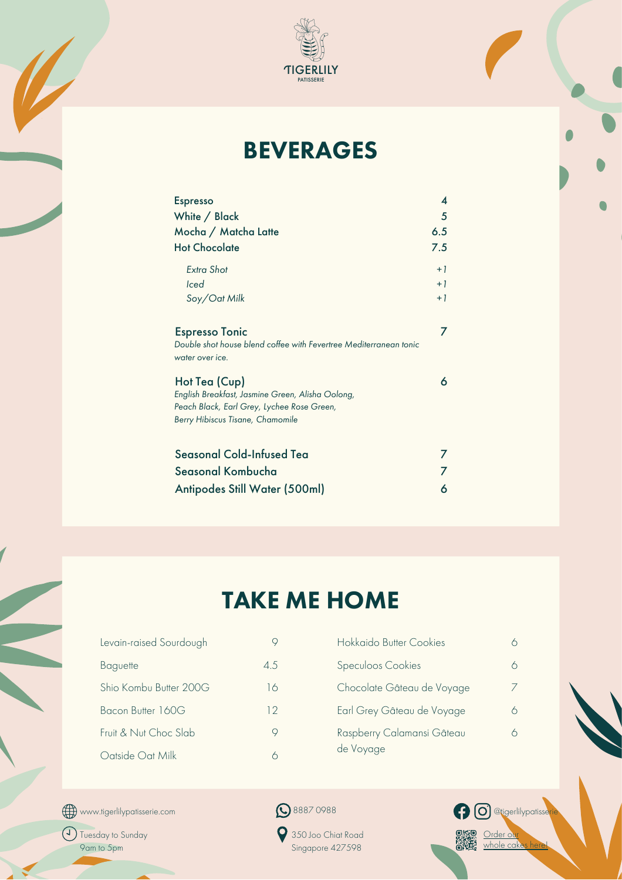TIGERLILY
PATISSERIE

## BEVERAGES

| | |
|---|---|
| **Espresso** | 4 |
| **White / Black** | 5 |
| **Mocha / Matcha Latte** | 6.5 |
| **Hot Chocolate** | 7.5 |
| *Extra Shot* | *+1* |
| *Iced* | *+1* |
| *Soy/Oat Milk* | *+1* |

**Espresso Tonic** 7
*Double shot house blend coffee with Fevertree Mediterranean tonic water over ice.*

**Hot Tea (Cup)** 6
*English Breakfast, Jasmine Green, Alisha Oolong, Peach Black, Earl Grey, Lychee Rose Green, Berry Hibiscus Tisane, Chamomile*

| | |
|---|---|
| **Seasonal Cold-Infused Tea** | 7 |
| **Seasonal Kombucha** | 7 |
| **Antipodes Still Water (500ml)** | 6 |

## TAKE ME HOME

| | |
|---|---|
| Levain-raised Sourdough | 9 |
| Baguette | 4.5 |
| Shio Kombu Butter 200G | 16 |
| Bacon Butter 160G | 12 |
| Fruit & Nut Choc Slab | 9 |
| Oatside Oat Milk | 6 |
| Hokkaido Butter Cookies | 6 |
| Speculoos Cookies | 6 |
| Chocolate Gâteau de Voyage | 7 |
| Earl Grey Gâteau de Voyage | 6 |
| Raspberry Calamansi Gâteau de Voyage | 6 |

www.tigerlilypatisserie.com

Tuesday to Sunday
9am to 5pm

8887 0988

350 Joo Chiat Road
Singapore 427598

@tigerlilypatisserie

Order our whole cakes here!